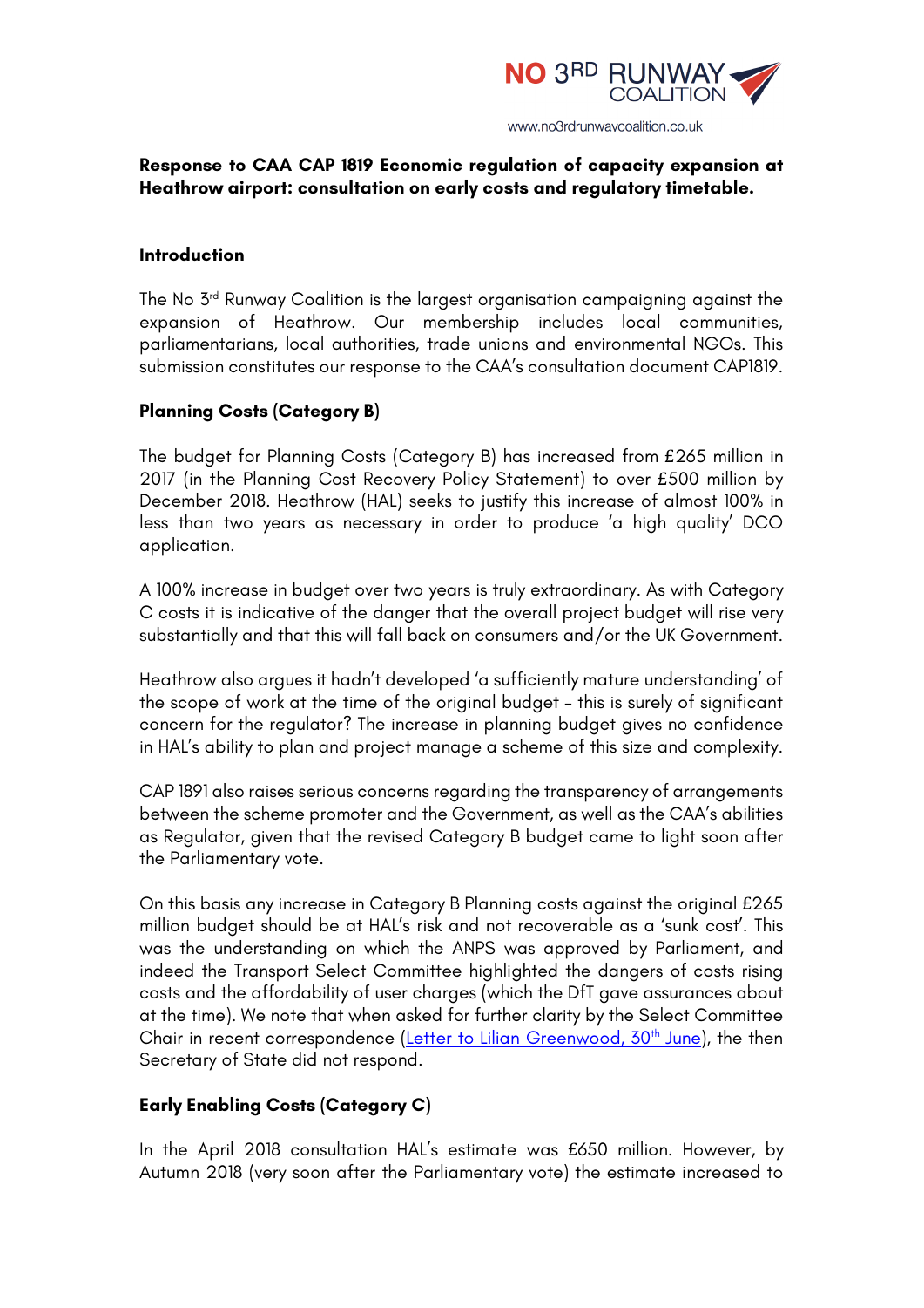NO 3RD RUNWAY COALITION

www.no3rdrunwaycoalition.co.uk

**Response to CAA CAP 1819 Economic regulation of capacity expansion at Heathrow airport: consultation on early costs and regulatory timetable.**

### Introduction

The No 3rd Runway Coalition is the largest organisation campaigning against the expansion of Heathrow. Our membership includes local communities, parliamentarians, local authorities, trade unions and environmental NGOs. This submission constitutes our response to the CAA's consultation document CAP1819.

### Planning Costs (Category B)

The budget for Planning Costs (Category B) has increased from £265 million in 2017 (in the Planning Cost Recovery Policy Statement) to over £500 million by December 2018. Heathrow (HAL) seeks to justify this increase of almost 100% in less than two years as necessary in order to produce 'a high quality' DCO application.

A 100% increase in budget over two years is truly extraordinary. As with Category C costs it is indicative of the danger that the overall project budget will rise very substantially and that this will fall back on consumers and/or the UK Government.

Heathrow also argues it hadn't developed 'a sufficiently mature understanding' of the scope of work at the time of the original budget – this is surely of significant concern for the regulator? The increase in planning budget gives no confidence in HAL's ability to plan and project manage a scheme of this size and complexity.

CAP 1891 also raises serious concerns regarding the transparency of arrangements between the scheme promoter and the Government, as well as the CAA's abilities as Regulator, given that the revised Category B budget came to light soon after the Parliamentary vote.

On this basis any increase in Category B Planning costs against the original £265 million budget should be at HAL's risk and not recoverable as a 'sunk cost'. This was the understanding on which the ANPS was approved by Parliament, and indeed the Transport Select Committee highlighted the dangers of costs rising costs and the affordability of user charges (which the DfT gave assurances about at the time). We note that when asked for further clarity by the Select Committee Chair in recent correspondence (Letter to Lilian Greenwood, 30th June), the then Secretary of State did not respond.

### Early Enabling Costs (Category C)

In the April 2018 consultation HAL's estimate was £650 million. However, by Autumn 2018 (very soon after the Parliamentary vote) the estimate increased to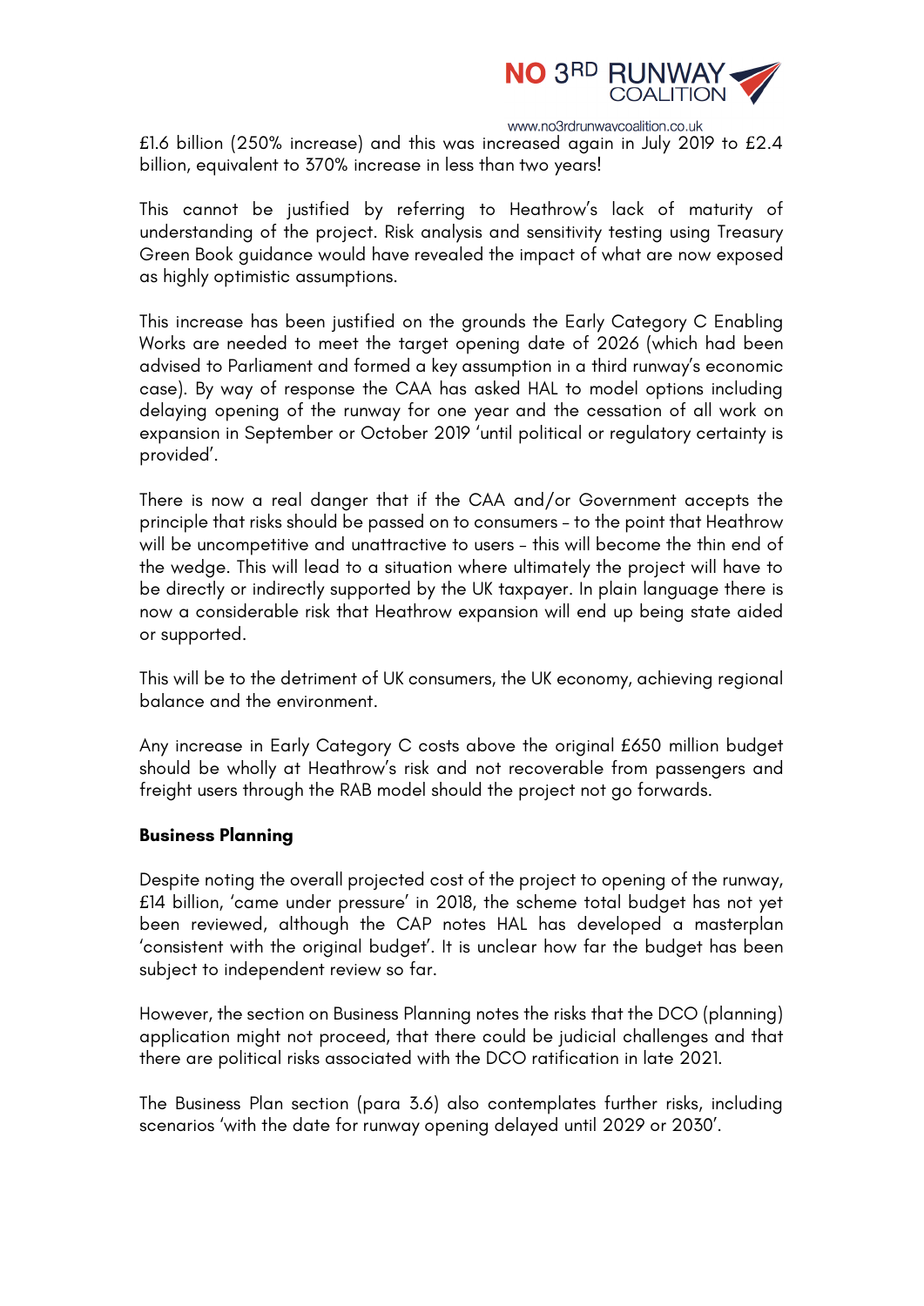£1.6 billion (250% increase) and this was increased again in July 2019 to £2.4 billion, equivalent to 370% increase in less than two years!

This cannot be justified by referring to Heathrow's lack of maturity of understanding of the project. Risk analysis and sensitivity testing using Treasury Green Book guidance would have revealed the impact of what are now exposed as highly optimistic assumptions.

This increase has been justified on the grounds the Early Category C Enabling Works are needed to meet the target opening date of 2026 (which had been advised to Parliament and formed a key assumption in a third runway's economic case). By way of response the CAA has asked HAL to model options including delaying opening of the runway for one year and the cessation of all work on expansion in September or October 2019 'until political or regulatory certainty is provided'.

There is now a real danger that if the CAA and/or Government accepts the principle that risks should be passed on to consumers – to the point that Heathrow will be uncompetitive and unattractive to users – this will become the thin end of the wedge. This will lead to a situation where ultimately the project will have to be directly or indirectly supported by the UK taxpayer. In plain language there is now a considerable risk that Heathrow expansion will end up being state aided or supported.

This will be to the detriment of UK consumers, the UK economy, achieving regional balance and the environment.

Any increase in Early Category C costs above the original £650 million budget should be wholly at Heathrow's risk and not recoverable from passengers and freight users through the RAB model should the project not go forwards.

**Business Planning**

Despite noting the overall projected cost of the project to opening of the runway, £14 billion, 'came under pressure' in 2018, the scheme total budget has not yet been reviewed, although the CAP notes HAL has developed a masterplan 'consistent with the original budget'. It is unclear how far the budget has been subject to independent review so far.

However, the section on Business Planning notes the risks that the DCO (planning) application might not proceed, that there could be judicial challenges and that there are political risks associated with the DCO ratification in late 2021.

The Business Plan section (para 3.6) also contemplates further risks, including scenarios 'with the date for runway opening delayed until 2029 or 2030'.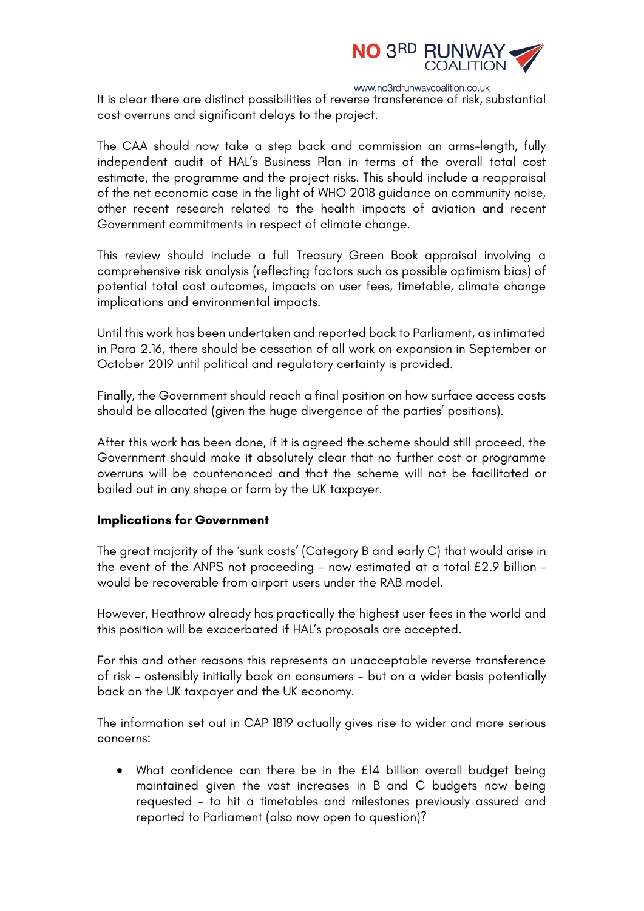It is clear there are distinct possibilities of reverse transference of risk, substantial cost overruns and significant delays to the project.

The CAA should now take a step back and commission an arms-length, fully independent audit of HAL's Business Plan in terms of the overall total cost estimate, the programme and the project risks. This should include a reappraisal of the net economic case in the light of WHO 2018 guidance on community noise, other recent research related to the health impacts of aviation and recent Government commitments in respect of climate change.

This review should include a full Treasury Green Book appraisal involving a comprehensive risk analysis (reflecting factors such as possible optimism bias) of potential total cost outcomes, impacts on user fees, timetable, climate change implications and environmental impacts.

Until this work has been undertaken and reported back to Parliament, as intimated in Para 2.16, there should be cessation of all work on expansion in September or October 2019 until political and regulatory certainty is provided.

Finally, the Government should reach a final position on how surface access costs should be allocated (given the huge divergence of the parties' positions).

After this work has been done, if it is agreed the scheme should still proceed, the Government should make it absolutely clear that no further cost or programme overruns will be countenanced and that the scheme will not be facilitated or bailed out in any shape or form by the UK taxpayer.

**Implications for Government**

The great majority of the 'sunk costs' (Category B and early C) that would arise in the event of the ANPS not proceeding – now estimated at a total £2.9 billion – would be recoverable from airport users under the RAB model.

However, Heathrow already has practically the highest user fees in the world and this position will be exacerbated if HAL's proposals are accepted.

For this and other reasons this represents an unacceptable reverse transference of risk – ostensibly initially back on consumers – but on a wider basis potentially back on the UK taxpayer and the UK economy.

The information set out in CAP 1819 actually gives rise to wider and more serious concerns:

- What confidence can there be in the £14 billion overall budget being maintained given the vast increases in B and C budgets now being requested – to hit a timetables and milestones previously assured and reported to Parliament (also now open to question)?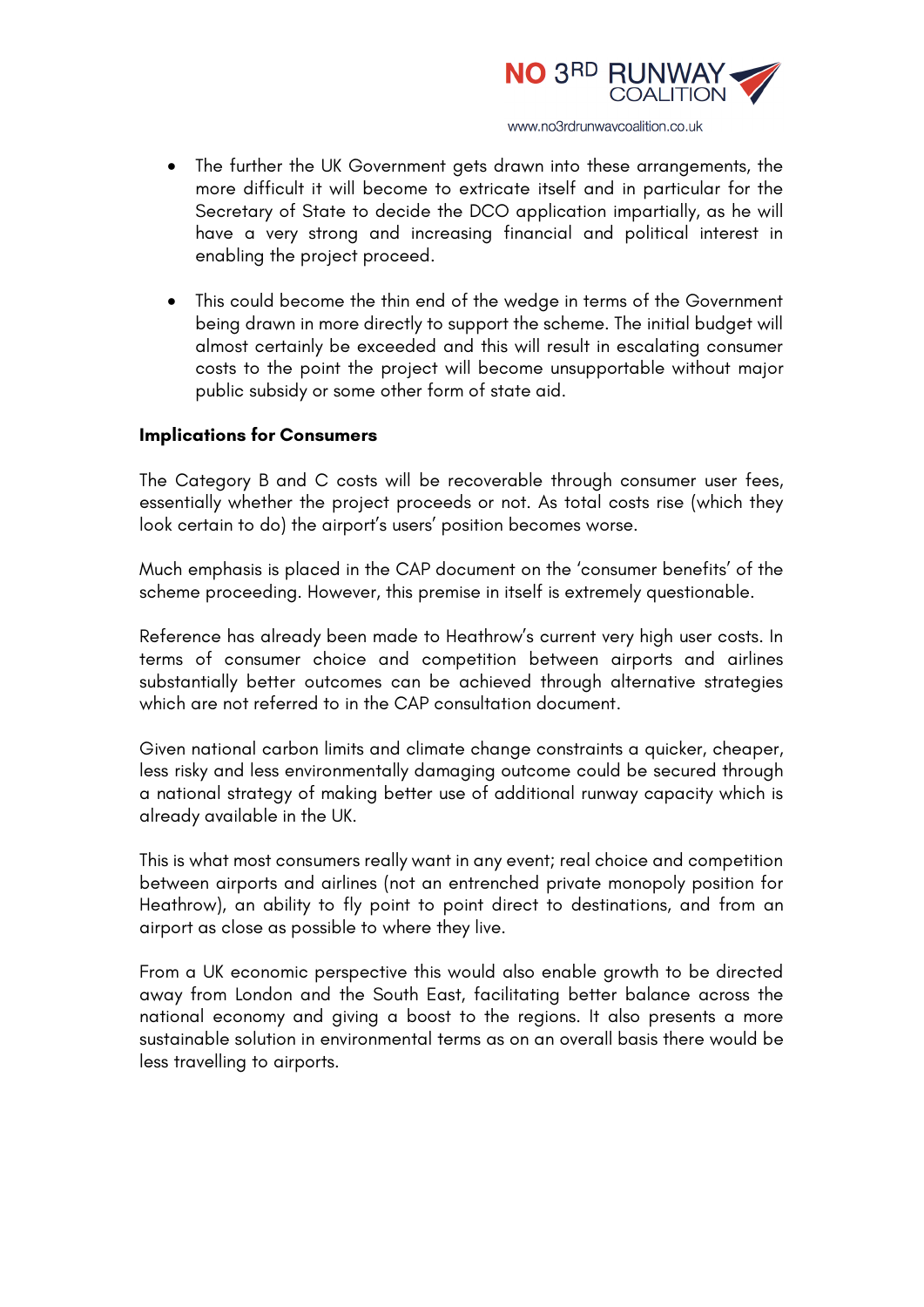- The further the UK Government gets drawn into these arrangements, the more difficult it will become to extricate itself and in particular for the Secretary of State to decide the DCO application impartially, as he will have a very strong and increasing financial and political interest in enabling the project proceed.

- This could become the thin end of the wedge in terms of the Government being drawn in more directly to support the scheme. The initial budget will almost certainly be exceeded and this will result in escalating consumer costs to the point the project will become unsupportable without major public subsidy or some other form of state aid.

**Implications for Consumers**

The Category B and C costs will be recoverable through consumer user fees, essentially whether the project proceeds or not. As total costs rise (which they look certain to do) the airport's users' position becomes worse.

Much emphasis is placed in the CAP document on the 'consumer benefits' of the scheme proceeding. However, this premise in itself is extremely questionable.

Reference has already been made to Heathrow's current very high user costs. In terms of consumer choice and competition between airports and airlines substantially better outcomes can be achieved through alternative strategies which are not referred to in the CAP consultation document.

Given national carbon limits and climate change constraints a quicker, cheaper, less risky and less environmentally damaging outcome could be secured through a national strategy of making better use of additional runway capacity which is already available in the UK.

This is what most consumers really want in any event; real choice and competition between airports and airlines (not an entrenched private monopoly position for Heathrow), an ability to fly point to point direct to destinations, and from an airport as close as possible to where they live.

From a UK economic perspective this would also enable growth to be directed away from London and the South East, facilitating better balance across the national economy and giving a boost to the regions. It also presents a more sustainable solution in environmental terms as on an overall basis there would be less travelling to airports.